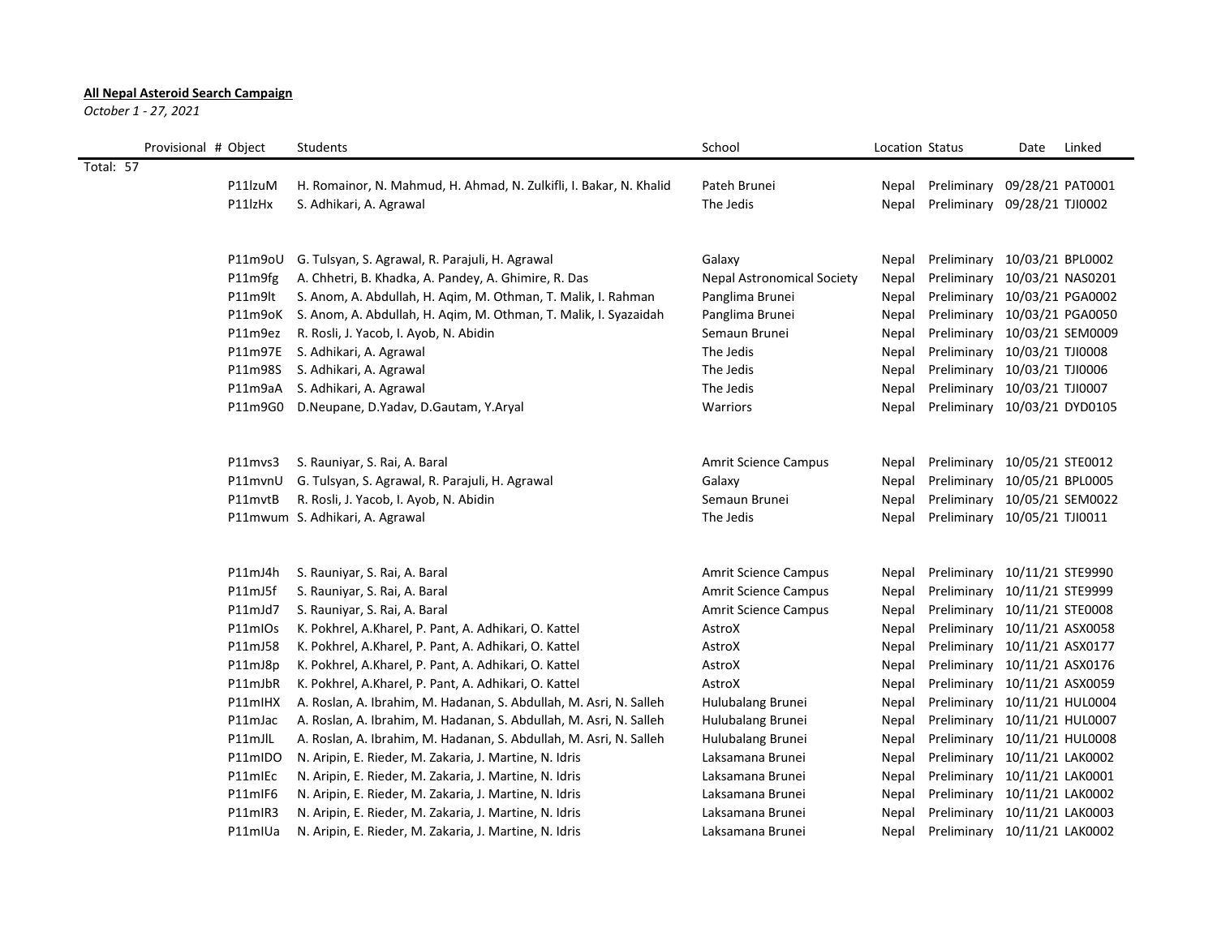**All Nepal Asteroid Search Campaign**

*October 1 - 27, 2021*

| Provisional # | Object | Students | School | Location | Status | Date | Linked |
|---|---|---|---|---|---|---|---|
| Total: 57 | | | | | | | |
| | P11lzuM | H. Romainor, N. Mahmud, H. Ahmad, N. Zulkifli, I. Bakar, N. Khalid | Pateh Brunei | Nepal | Preliminary | 09/28/21 | PAT0001 |
| | P11lzHx | S. Adhikari, A. Agrawal | The Jedis | Nepal | Preliminary | 09/28/21 | TJI0002 |
| | | | | | | | |
| | P11m9oU | G. Tulsyan, S. Agrawal, R. Parajuli, H. Agrawal | Galaxy | Nepal | Preliminary | 10/03/21 | BPL0002 |
| | P11m9fg | A. Chhetri, B. Khadka, A. Pandey, A. Ghimire, R. Das | Nepal Astronomical Society | Nepal | Preliminary | 10/03/21 | NAS0201 |
| | P11m9lt | S. Anom, A. Abdullah, H. Aqim, M. Othman, T. Malik, I. Rahman | Panglima Brunei | Nepal | Preliminary | 10/03/21 | PGA0002 |
| | P11m9oK | S. Anom, A. Abdullah, H. Aqim, M. Othman, T. Malik, I. Syazaidah | Panglima Brunei | Nepal | Preliminary | 10/03/21 | PGA0050 |
| | P11m9ez | R. Rosli, J. Yacob, I. Ayob, N. Abidin | Semaun Brunei | Nepal | Preliminary | 10/03/21 | SEM0009 |
| | P11m97E | S. Adhikari, A. Agrawal | The Jedis | Nepal | Preliminary | 10/03/21 | TJI0008 |
| | P11m98S | S. Adhikari, A. Agrawal | The Jedis | Nepal | Preliminary | 10/03/21 | TJI0006 |
| | P11m9aA | S. Adhikari, A. Agrawal | The Jedis | Nepal | Preliminary | 10/03/21 | TJI0007 |
| | P11m9G0 | D.Neupane, D.Yadav, D.Gautam, Y.Aryal | Warriors | Nepal | Preliminary | 10/03/21 | DYD0105 |
| | | | | | | | |
| | P11mvs3 | S. Rauniyar, S. Rai, A. Baral | Amrit Science Campus | Nepal | Preliminary | 10/05/21 | STE0012 |
| | P11mvnU | G. Tulsyan, S. Agrawal, R. Parajuli, H. Agrawal | Galaxy | Nepal | Preliminary | 10/05/21 | BPL0005 |
| | P11mvtB | R. Rosli, J. Yacob, I. Ayob, N. Abidin | Semaun Brunei | Nepal | Preliminary | 10/05/21 | SEM0022 |
| | P11mwum | S. Adhikari, A. Agrawal | The Jedis | Nepal | Preliminary | 10/05/21 | TJI0011 |
| | | | | | | | |
| | P11mJ4h | S. Rauniyar, S. Rai, A. Baral | Amrit Science Campus | Nepal | Preliminary | 10/11/21 | STE9990 |
| | P11mJ5f | S. Rauniyar, S. Rai, A. Baral | Amrit Science Campus | Nepal | Preliminary | 10/11/21 | STE9999 |
| | P11mJd7 | S. Rauniyar, S. Rai, A. Baral | Amrit Science Campus | Nepal | Preliminary | 10/11/21 | STE0008 |
| | P11mIOs | K. Pokhrel, A.Kharel, P. Pant, A. Adhikari, O. Kattel | AstroX | Nepal | Preliminary | 10/11/21 | ASX0058 |
| | P11mJ58 | K. Pokhrel, A.Kharel, P. Pant, A. Adhikari, O. Kattel | AstroX | Nepal | Preliminary | 10/11/21 | ASX0177 |
| | P11mJ8p | K. Pokhrel, A.Kharel, P. Pant, A. Adhikari, O. Kattel | AstroX | Nepal | Preliminary | 10/11/21 | ASX0176 |
| | P11mJbR | K. Pokhrel, A.Kharel, P. Pant, A. Adhikari, O. Kattel | AstroX | Nepal | Preliminary | 10/11/21 | ASX0059 |
| | P11mIHX | A. Roslan, A. Ibrahim, M. Hadanan, S. Abdullah, M. Asri, N. Salleh | Hulubalang Brunei | Nepal | Preliminary | 10/11/21 | HUL0004 |
| | P11mJac | A. Roslan, A. Ibrahim, M. Hadanan, S. Abdullah, M. Asri, N. Salleh | Hulubalang Brunei | Nepal | Preliminary | 10/11/21 | HUL0007 |
| | P11mJlL | A. Roslan, A. Ibrahim, M. Hadanan, S. Abdullah, M. Asri, N. Salleh | Hulubalang Brunei | Nepal | Preliminary | 10/11/21 | HUL0008 |
| | P11mIDO | N. Aripin, E. Rieder, M. Zakaria, J. Martine, N. Idris | Laksamana Brunei | Nepal | Preliminary | 10/11/21 | LAK0002 |
| | P11mIEc | N. Aripin, E. Rieder, M. Zakaria, J. Martine, N. Idris | Laksamana Brunei | Nepal | Preliminary | 10/11/21 | LAK0001 |
| | P11mIF6 | N. Aripin, E. Rieder, M. Zakaria, J. Martine, N. Idris | Laksamana Brunei | Nepal | Preliminary | 10/11/21 | LAK0002 |
| | P11mIR3 | N. Aripin, E. Rieder, M. Zakaria, J. Martine, N. Idris | Laksamana Brunei | Nepal | Preliminary | 10/11/21 | LAK0003 |
| | P11mIUa | N. Aripin, E. Rieder, M. Zakaria, J. Martine, N. Idris | Laksamana Brunei | Nepal | Preliminary | 10/11/21 | LAK0002 |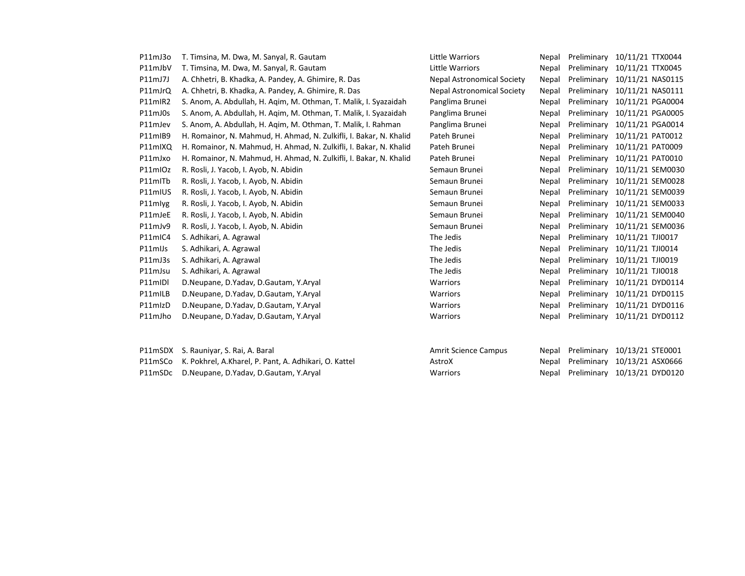| | | | | | | |
|---|---|---|---|---|---|---|
| P11mJ3o | T. Timsina, M. Dwa, M. Sanyal, R. Gautam | Little Warriors | Nepal | Preliminary | 10/11/21 | TTX0044 |
| P11mJbV | T. Timsina, M. Dwa, M. Sanyal, R. Gautam | Little Warriors | Nepal | Preliminary | 10/11/21 | TTX0045 |
| P11mJ7J | A. Chhetri, B. Khadka, A. Pandey, A. Ghimire, R. Das | Nepal Astronomical Society | Nepal | Preliminary | 10/11/21 | NAS0115 |
| P11mJrQ | A. Chhetri, B. Khadka, A. Pandey, A. Ghimire, R. Das | Nepal Astronomical Society | Nepal | Preliminary | 10/11/21 | NAS0111 |
| P11mIR2 | S. Anom, A. Abdullah, H. Aqim, M. Othman, T. Malik, I. Syazaidah | Panglima Brunei | Nepal | Preliminary | 10/11/21 | PGA0004 |
| P11mJ0s | S. Anom, A. Abdullah, H. Aqim, M. Othman, T. Malik, I. Syazaidah | Panglima Brunei | Nepal | Preliminary | 10/11/21 | PGA0005 |
| P11mJev | S. Anom, A. Abdullah, H. Aqim, M. Othman, T. Malik, I. Rahman | Panglima Brunei | Nepal | Preliminary | 10/11/21 | PGA0014 |
| P11mIB9 | H. Romainor, N. Mahmud, H. Ahmad, N. Zulkifli, I. Bakar, N. Khalid | Pateh Brunei | Nepal | Preliminary | 10/11/21 | PAT0012 |
| P11mIXQ | H. Romainor, N. Mahmud, H. Ahmad, N. Zulkifli, I. Bakar, N. Khalid | Pateh Brunei | Nepal | Preliminary | 10/11/21 | PAT0009 |
| P11mJxo | H. Romainor, N. Mahmud, H. Ahmad, N. Zulkifli, I. Bakar, N. Khalid | Pateh Brunei | Nepal | Preliminary | 10/11/21 | PAT0010 |
| P11mIOz | R. Rosli, J. Yacob, I. Ayob, N. Abidin | Semaun Brunei | Nepal | Preliminary | 10/11/21 | SEM0030 |
| P11mITb | R. Rosli, J. Yacob, I. Ayob, N. Abidin | Semaun Brunei | Nepal | Preliminary | 10/11/21 | SEM0028 |
| P11mIUS | R. Rosli, J. Yacob, I. Ayob, N. Abidin | Semaun Brunei | Nepal | Preliminary | 10/11/21 | SEM0039 |
| P11mIyg | R. Rosli, J. Yacob, I. Ayob, N. Abidin | Semaun Brunei | Nepal | Preliminary | 10/11/21 | SEM0033 |
| P11mJeE | R. Rosli, J. Yacob, I. Ayob, N. Abidin | Semaun Brunei | Nepal | Preliminary | 10/11/21 | SEM0040 |
| P11mJv9 | R. Rosli, J. Yacob, I. Ayob, N. Abidin | Semaun Brunei | Nepal | Preliminary | 10/11/21 | SEM0036 |
| P11mIC4 | S. Adhikari, A. Agrawal | The Jedis | Nepal | Preliminary | 10/11/21 | TJI0017 |
| P11mIJs | S. Adhikari, A. Agrawal | The Jedis | Nepal | Preliminary | 10/11/21 | TJI0014 |
| P11mJ3s | S. Adhikari, A. Agrawal | The Jedis | Nepal | Preliminary | 10/11/21 | TJI0019 |
| P11mJsu | S. Adhikari, A. Agrawal | The Jedis | Nepal | Preliminary | 10/11/21 | TJI0018 |
| P11mIDl | D.Neupane, D.Yadav, D.Gautam, Y.Aryal | Warriors | Nepal | Preliminary | 10/11/21 | DYD0114 |
| P11mILB | D.Neupane, D.Yadav, D.Gautam, Y.Aryal | Warriors | Nepal | Preliminary | 10/11/21 | DYD0115 |
| P11mIzD | D.Neupane, D.Yadav, D.Gautam, Y.Aryal | Warriors | Nepal | Preliminary | 10/11/21 | DYD0116 |
| P11mJho | D.Neupane, D.Yadav, D.Gautam, Y.Aryal | Warriors | Nepal | Preliminary | 10/11/21 | DYD0112 |

| | | | | | | |
|---|---|---|---|---|---|---|
| P11mSDX | S. Rauniyar, S. Rai, A. Baral | Amrit Science Campus | Nepal | Preliminary | 10/13/21 | STE0001 |
| P11mSCo | K. Pokhrel, A.Kharel, P. Pant, A. Adhikari, O. Kattel | AstroX | Nepal | Preliminary | 10/13/21 | ASX0666 |
| P11mSDc | D.Neupane, D.Yadav, D.Gautam, Y.Aryal | Warriors | Nepal | Preliminary | 10/13/21 | DYD0120 |